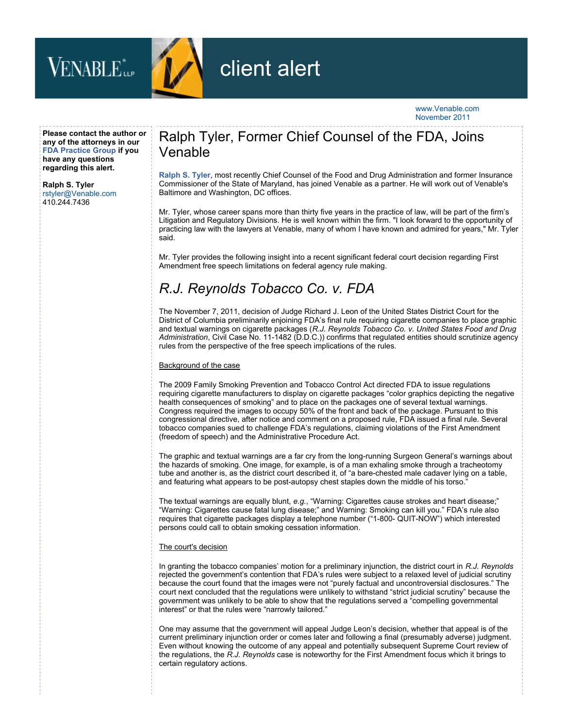# client alert

www.Venable.com
November 2011

**Please contact the author or any of the attorneys in our FDA Practice Group if you have any questions regarding this alert.**

**Ralph S. Tyler**
rstyler@Venable.com
410.244.7436

## Ralph Tyler, Former Chief Counsel of the FDA, Joins Venable

**Ralph S. Tyler**, most recently Chief Counsel of the Food and Drug Administration and former Insurance Commissioner of the State of Maryland, has joined Venable as a partner. He will work out of Venable's Baltimore and Washington, DC offices.

Mr. Tyler, whose career spans more than thirty five years in the practice of law, will be part of the firm's Litigation and Regulatory Divisions. He is well known within the firm. "I look forward to the opportunity of practicing law with the lawyers at Venable, many of whom I have known and admired for years," Mr. Tyler said.

Mr. Tyler provides the following insight into a recent significant federal court decision regarding First Amendment free speech limitations on federal agency rule making.

## *R.J. Reynolds Tobacco Co. v. FDA*

The November 7, 2011, decision of Judge Richard J. Leon of the United States District Court for the District of Columbia preliminarily enjoining FDA's final rule requiring cigarette companies to place graphic and textual warnings on cigarette packages (*R.J. Reynolds Tobacco Co. v. United States Food and Drug Administration*, Civil Case No. 11-1482 (D.D.C.)) confirms that regulated entities should scrutinize agency rules from the perspective of the free speech implications of the rules.

<u>Background of the case</u>

The 2009 Family Smoking Prevention and Tobacco Control Act directed FDA to issue regulations requiring cigarette manufacturers to display on cigarette packages "color graphics depicting the negative health consequences of smoking" and to place on the packages one of several textual warnings. Congress required the images to occupy 50% of the front and back of the package. Pursuant to this congressional directive, after notice and comment on a proposed rule, FDA issued a final rule. Several tobacco companies sued to challenge FDA's regulations, claiming violations of the First Amendment (freedom of speech) and the Administrative Procedure Act.

The graphic and textual warnings are a far cry from the long-running Surgeon General's warnings about the hazards of smoking. One image, for example, is of a man exhaling smoke through a tracheotomy tube and another is, as the district court described it, of "a bare-chested male cadaver lying on a table, and featuring what appears to be post-autopsy chest staples down the middle of his torso."

The textual warnings are equally blunt, *e.g.*, "Warning: Cigarettes cause strokes and heart disease;" "Warning: Cigarettes cause fatal lung disease;" and Warning: Smoking can kill you." FDA's rule also requires that cigarette packages display a telephone number ("1-800- QUIT-NOW") which interested persons could call to obtain smoking cessation information.

<u>The court's decision</u>

In granting the tobacco companies' motion for a preliminary injunction, the district court in *R.J. Reynolds* rejected the government's contention that FDA's rules were subject to a relaxed level of judicial scrutiny because the court found that the images were not "purely factual and uncontroversial disclosures." The court next concluded that the regulations were unlikely to withstand "strict judicial scrutiny" because the government was unlikely to be able to show that the regulations served a "compelling governmental interest" or that the rules were "narrowly tailored."

One may assume that the government will appeal Judge Leon's decision, whether that appeal is of the current preliminary injunction order or comes later and following a final (presumably adverse) judgment. Even without knowing the outcome of any appeal and potentially subsequent Supreme Court review of the regulations, the *R.J. Reynolds* case is noteworthy for the First Amendment focus which it brings to certain regulatory actions.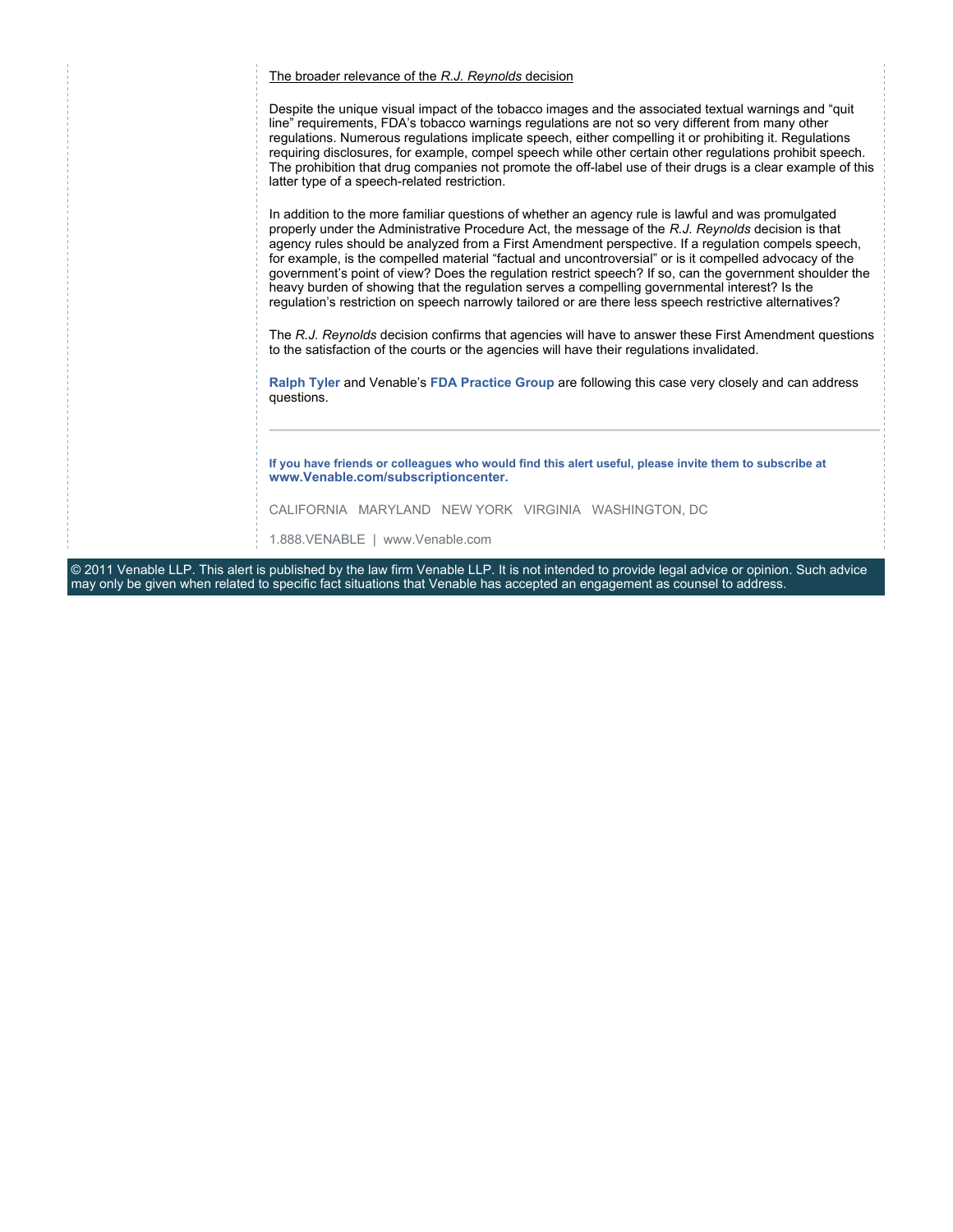<u>The broader relevance of the *R.J. Reynolds* decision</u>

Despite the unique visual impact of the tobacco images and the associated textual warnings and "quit line" requirements, FDA's tobacco warnings regulations are not so very different from many other regulations. Numerous regulations implicate speech, either compelling it or prohibiting it. Regulations requiring disclosures, for example, compel speech while other certain other regulations prohibit speech. The prohibition that drug companies not promote the off-label use of their drugs is a clear example of this latter type of a speech-related restriction.

In addition to the more familiar questions of whether an agency rule is lawful and was promulgated properly under the Administrative Procedure Act, the message of the *R.J. Reynolds* decision is that agency rules should be analyzed from a First Amendment perspective. If a regulation compels speech, for example, is the compelled material "factual and uncontroversial" or is it compelled advocacy of the government's point of view? Does the regulation restrict speech? If so, can the government shoulder the heavy burden of showing that the regulation serves a compelling governmental interest? Is the regulation's restriction on speech narrowly tailored or are there less speech restrictive alternatives?

The *R.J. Reynolds* decision confirms that agencies will have to answer these First Amendment questions to the satisfaction of the courts or the agencies will have their regulations invalidated.

**Ralph Tyler** and Venable's **FDA Practice Group** are following this case very closely and can address questions.

---

**If you have friends or colleagues who would find this alert useful, please invite them to subscribe at www.Venable.com/subscriptioncenter.**

CALIFORNIA MARYLAND NEW YORK VIRGINIA WASHINGTON, DC

1.888.VENABLE | www.Venable.com

© 2011 Venable LLP. This alert is published by the law firm Venable LLP. It is not intended to provide legal advice or opinion. Such advice may only be given when related to specific fact situations that Venable has accepted an engagement as counsel to address.